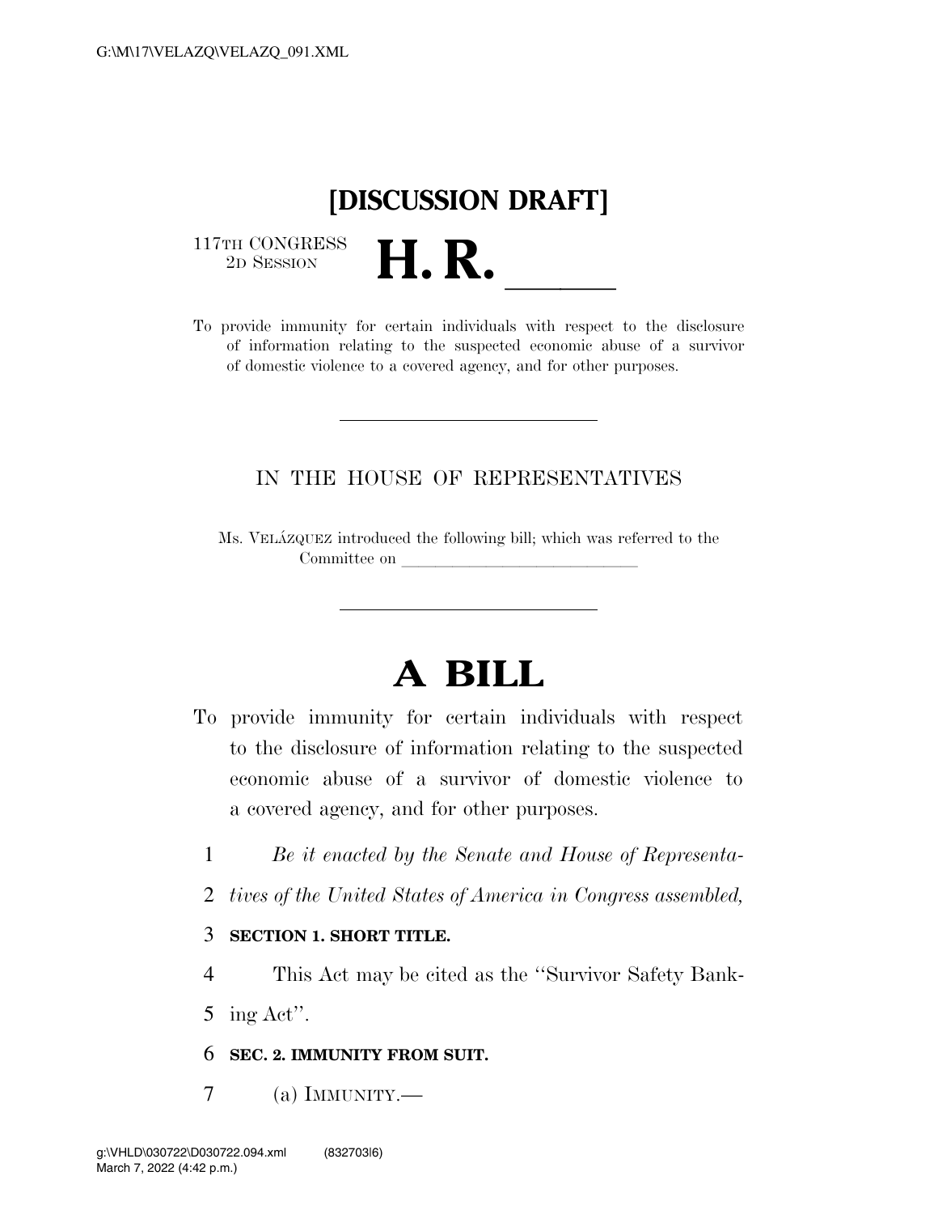**[DISCUSSION DRAFT]**

117TH CONGRESS
2D SESSION

# H. R. \_\_\_\_\_\_

To provide immunity for certain individuals with respect to the disclosure of information relating to the suspected economic abuse of a survivor of domestic violence to a covered agency, and for other purposes.

---

IN THE HOUSE OF REPRESENTATIVES

Ms. VELÁZQUEZ introduced the following bill; which was referred to the Committee on \_\_\_\_\_\_\_\_\_\_\_\_\_\_\_\_\_\_\_\_\_\_\_\_\_\_\_\_\_\_

---

# A BILL

To provide immunity for certain individuals with respect to the disclosure of information relating to the suspected economic abuse of a survivor of domestic violence to a covered agency, and for other purposes.

1 *Be it enacted by the Senate and House of Representa-*
2 *tives of the United States of America in Congress assembled,*

3 **SECTION 1. SHORT TITLE.**

4 This Act may be cited as the "Survivor Safety Bank-
5 ing Act".

6 **SEC. 2. IMMUNITY FROM SUIT.**

7 (a) IMMUNITY.—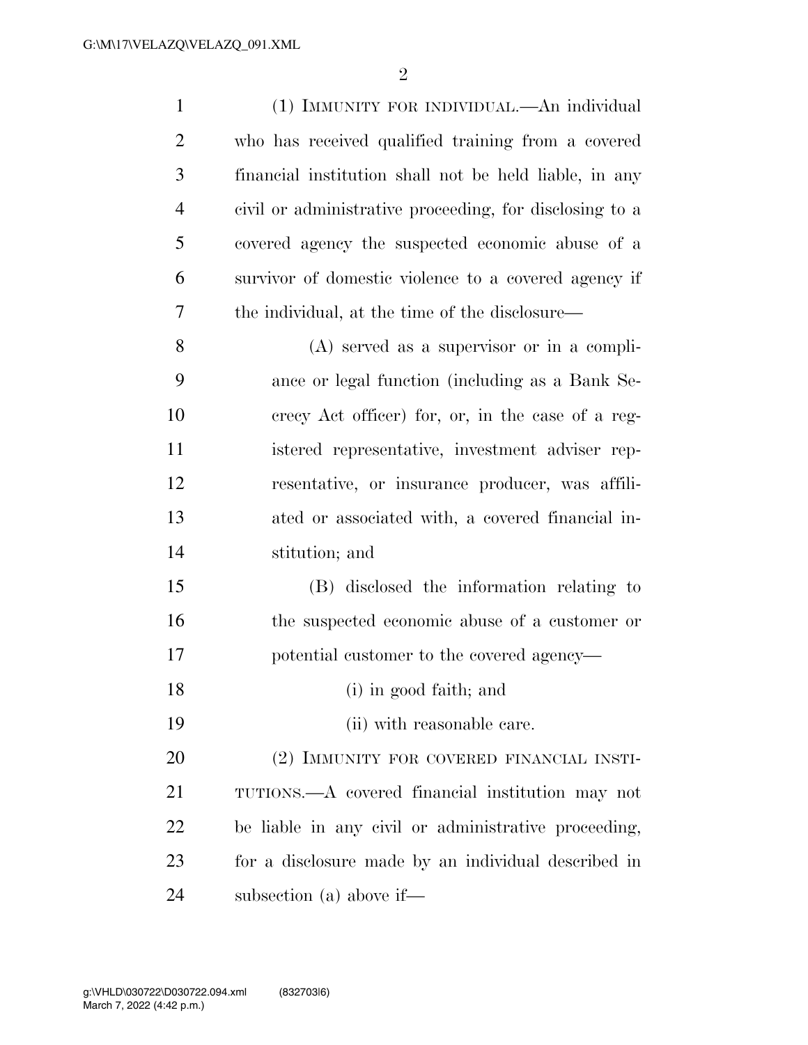(1) IMMUNITY FOR INDIVIDUAL.—An individual who has received qualified training from a covered financial institution shall not be held liable, in any civil or administrative proceeding, for disclosing to a covered agency the suspected economic abuse of a survivor of domestic violence to a covered agency if the individual, at the time of the disclosure—

(A) served as a supervisor or in a compliance or legal function (including as a Bank Secrecy Act officer) for, or, in the case of a registered representative, investment adviser representative, or insurance producer, was affiliated or associated with, a covered financial institution; and

(B) disclosed the information relating to the suspected economic abuse of a customer or potential customer to the covered agency—

(i) in good faith; and

(ii) with reasonable care.

(2) IMMUNITY FOR COVERED FINANCIAL INSTITUTIONS.—A covered financial institution may not be liable in any civil or administrative proceeding, for a disclosure made by an individual described in subsection (a) above if—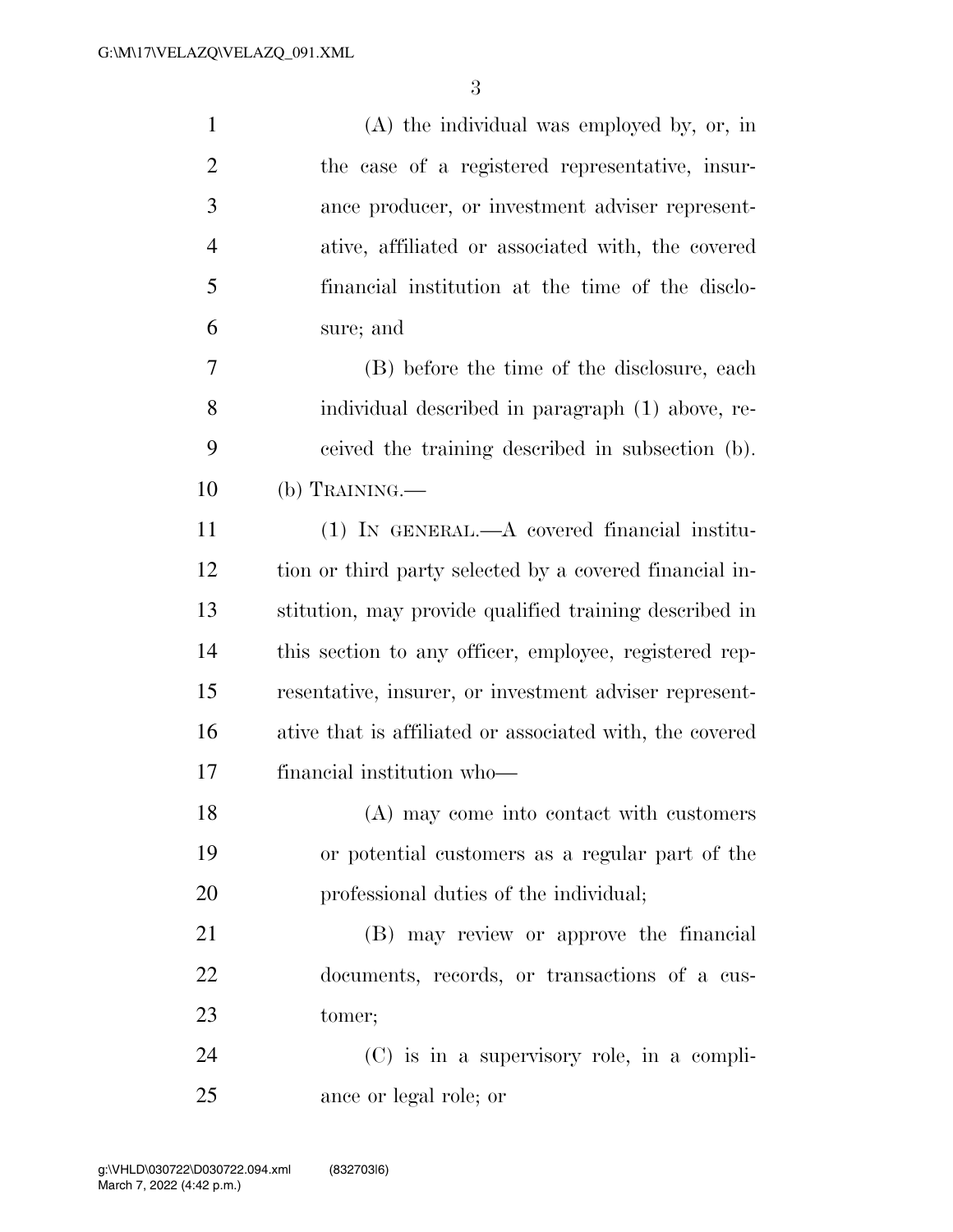(A) the individual was employed by, or, in the case of a registered representative, insurance producer, or investment adviser representative, affiliated or associated with, the covered financial institution at the time of the disclosure; and

(B) before the time of the disclosure, each individual described in paragraph (1) above, received the training described in subsection (b).

(b) TRAINING.—

(1) IN GENERAL.—A covered financial institution or third party selected by a covered financial institution, may provide qualified training described in this section to any officer, employee, registered representative, insurer, or investment adviser representative that is affiliated or associated with, the covered financial institution who—

(A) may come into contact with customers or potential customers as a regular part of the professional duties of the individual;

(B) may review or approve the financial documents, records, or transactions of a customer;

(C) is in a supervisory role, in a compliance or legal role; or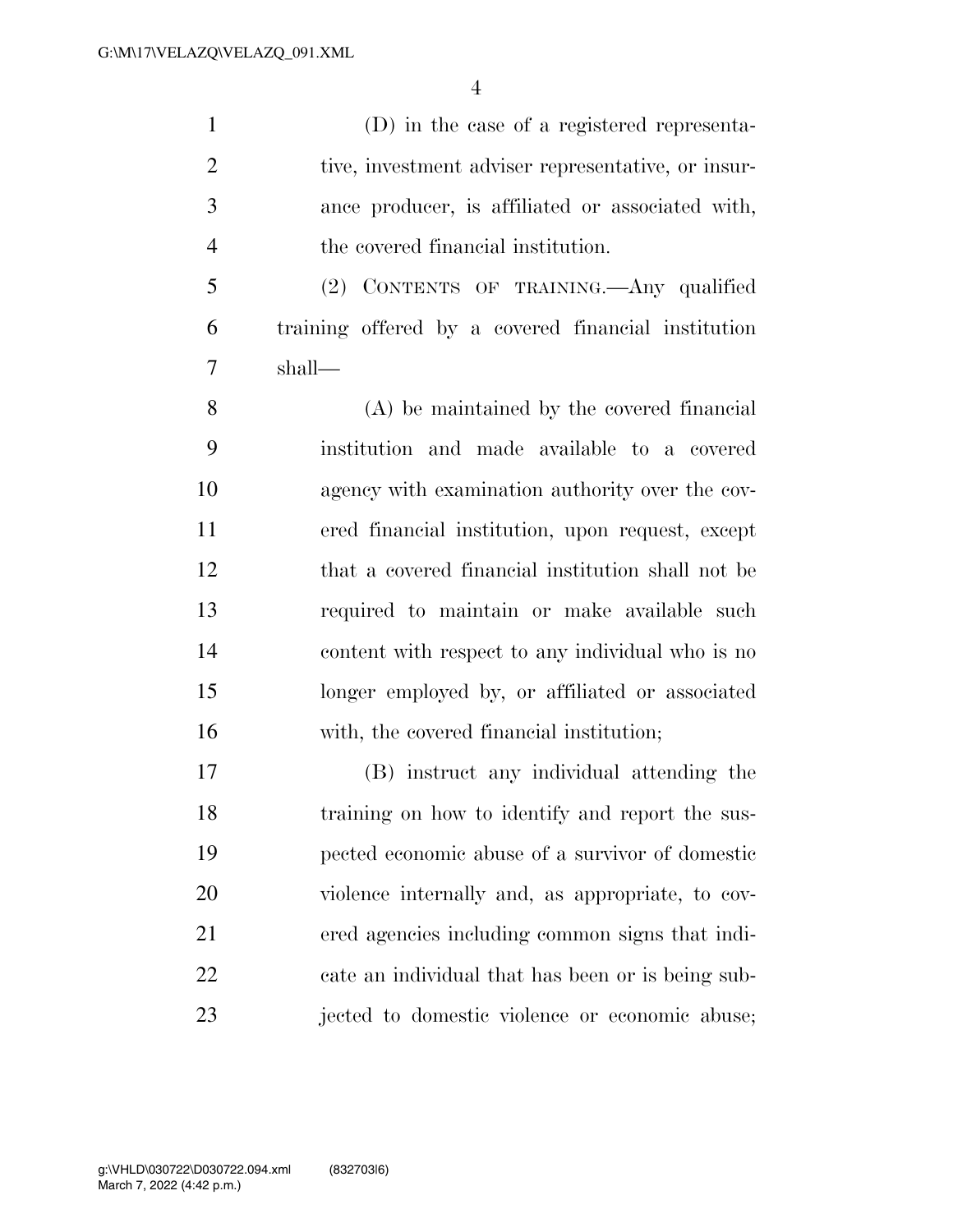(D) in the case of a registered representative, investment adviser representative, or insurance producer, is affiliated or associated with, the covered financial institution.

(2) CONTENTS OF TRAINING.—Any qualified training offered by a covered financial institution shall—

(A) be maintained by the covered financial institution and made available to a covered agency with examination authority over the covered financial institution, upon request, except that a covered financial institution shall not be required to maintain or make available such content with respect to any individual who is no longer employed by, or affiliated or associated with, the covered financial institution;

(B) instruct any individual attending the training on how to identify and report the suspected economic abuse of a survivor of domestic violence internally and, as appropriate, to covered agencies including common signs that indicate an individual that has been or is being subjected to domestic violence or economic abuse;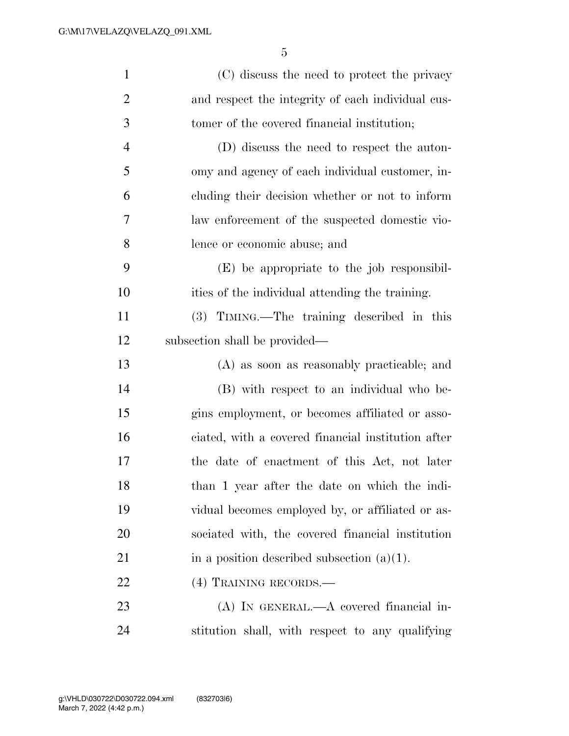(C) discuss the need to protect the privacy and respect the integrity of each individual customer of the covered financial institution;

(D) discuss the need to respect the autonomy and agency of each individual customer, including their decision whether or not to inform law enforcement of the suspected domestic violence or economic abuse; and

(E) be appropriate to the job responsibilities of the individual attending the training.

(3) TIMING.—The training described in this subsection shall be provided—

(A) as soon as reasonably practicable; and

(B) with respect to an individual who begins employment, or becomes affiliated or associated, with a covered financial institution after the date of enactment of this Act, not later than 1 year after the date on which the individual becomes employed by, or affiliated or associated with, the covered financial institution in a position described subsection (a)(1).

(4) TRAINING RECORDS.—

(A) IN GENERAL.—A covered financial institution shall, with respect to any qualifying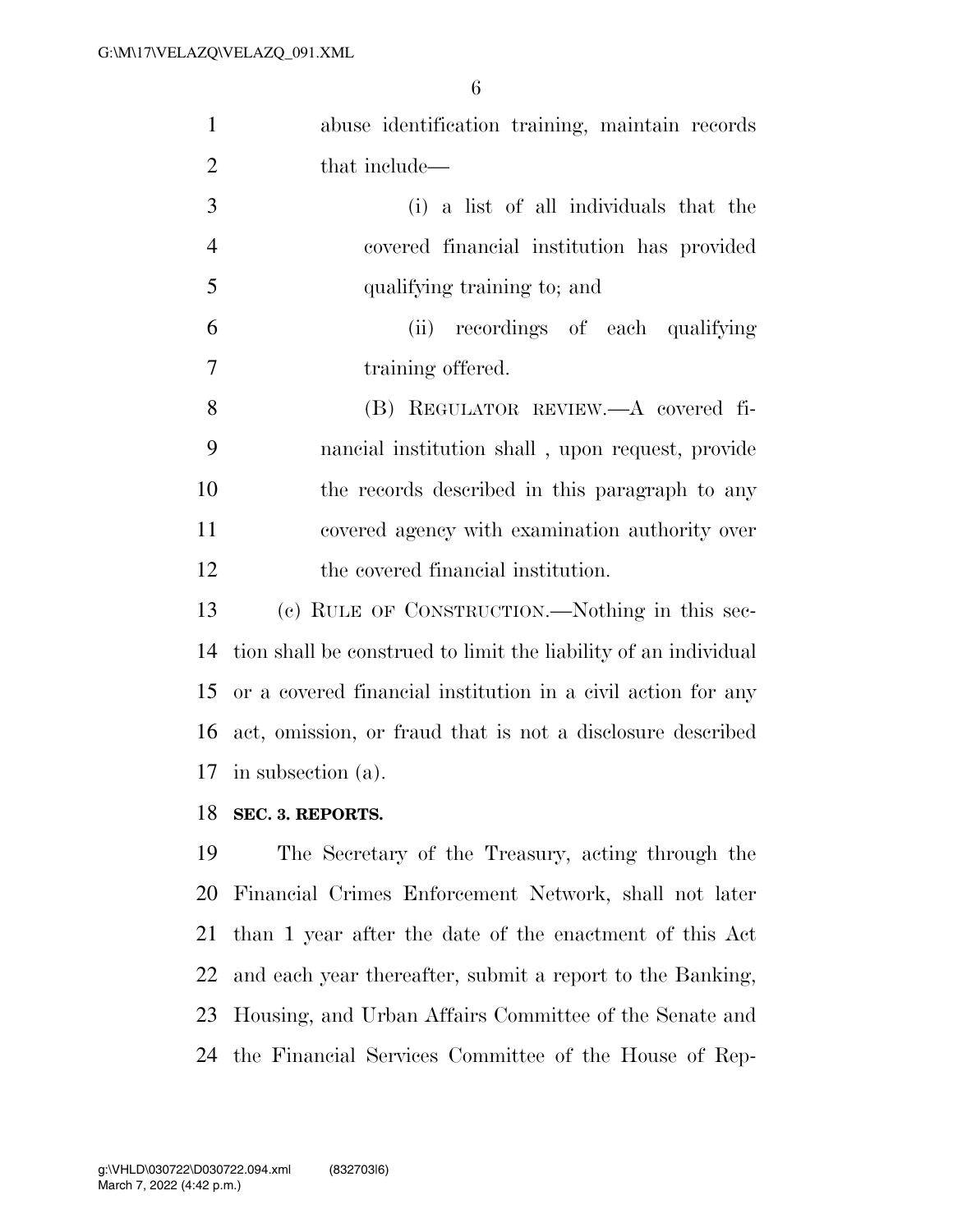abuse identification training, maintain records that include—

(i) a list of all individuals that the covered financial institution has provided qualifying training to; and

(ii) recordings of each qualifying training offered.

(B) REGULATOR REVIEW.—A covered financial institution shall , upon request, provide the records described in this paragraph to any covered agency with examination authority over the covered financial institution.

(c) RULE OF CONSTRUCTION.—Nothing in this section shall be construed to limit the liability of an individual or a covered financial institution in a civil action for any act, omission, or fraud that is not a disclosure described in subsection (a).

**SEC. 3. REPORTS.**

The Secretary of the Treasury, acting through the Financial Crimes Enforcement Network, shall not later than 1 year after the date of the enactment of this Act and each year thereafter, submit a report to the Banking, Housing, and Urban Affairs Committee of the Senate and the Financial Services Committee of the House of Rep-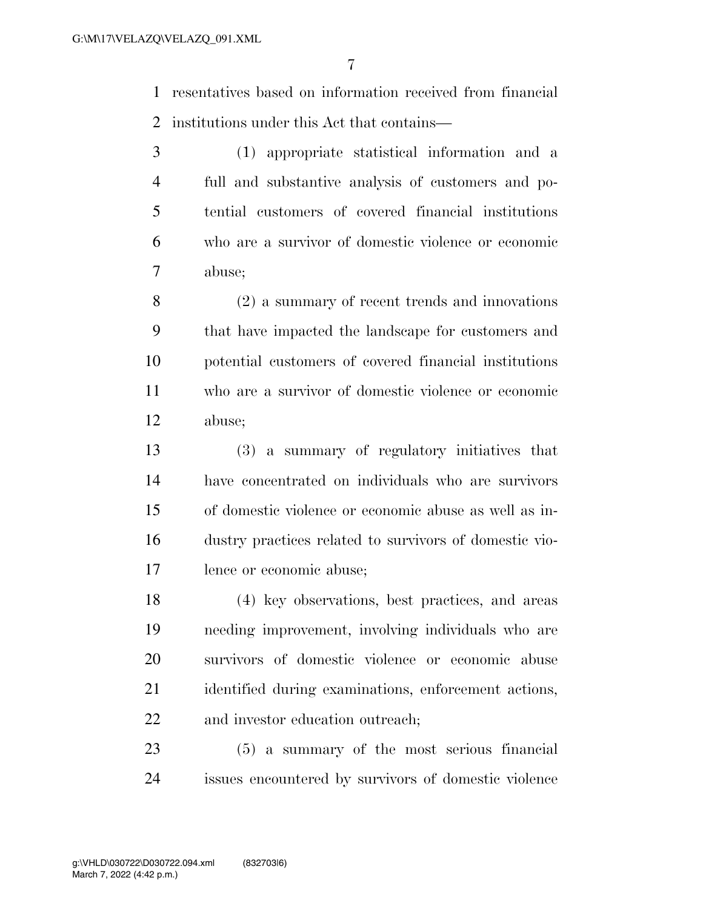resentatives based on information received from financial institutions under this Act that contains—

(1) appropriate statistical information and a full and substantive analysis of customers and potential customers of covered financial institutions who are a survivor of domestic violence or economic abuse;

(2) a summary of recent trends and innovations that have impacted the landscape for customers and potential customers of covered financial institutions who are a survivor of domestic violence or economic abuse;

(3) a summary of regulatory initiatives that have concentrated on individuals who are survivors of domestic violence or economic abuse as well as industry practices related to survivors of domestic violence or economic abuse;

(4) key observations, best practices, and areas needing improvement, involving individuals who are survivors of domestic violence or economic abuse identified during examinations, enforcement actions, and investor education outreach;

(5) a summary of the most serious financial issues encountered by survivors of domestic violence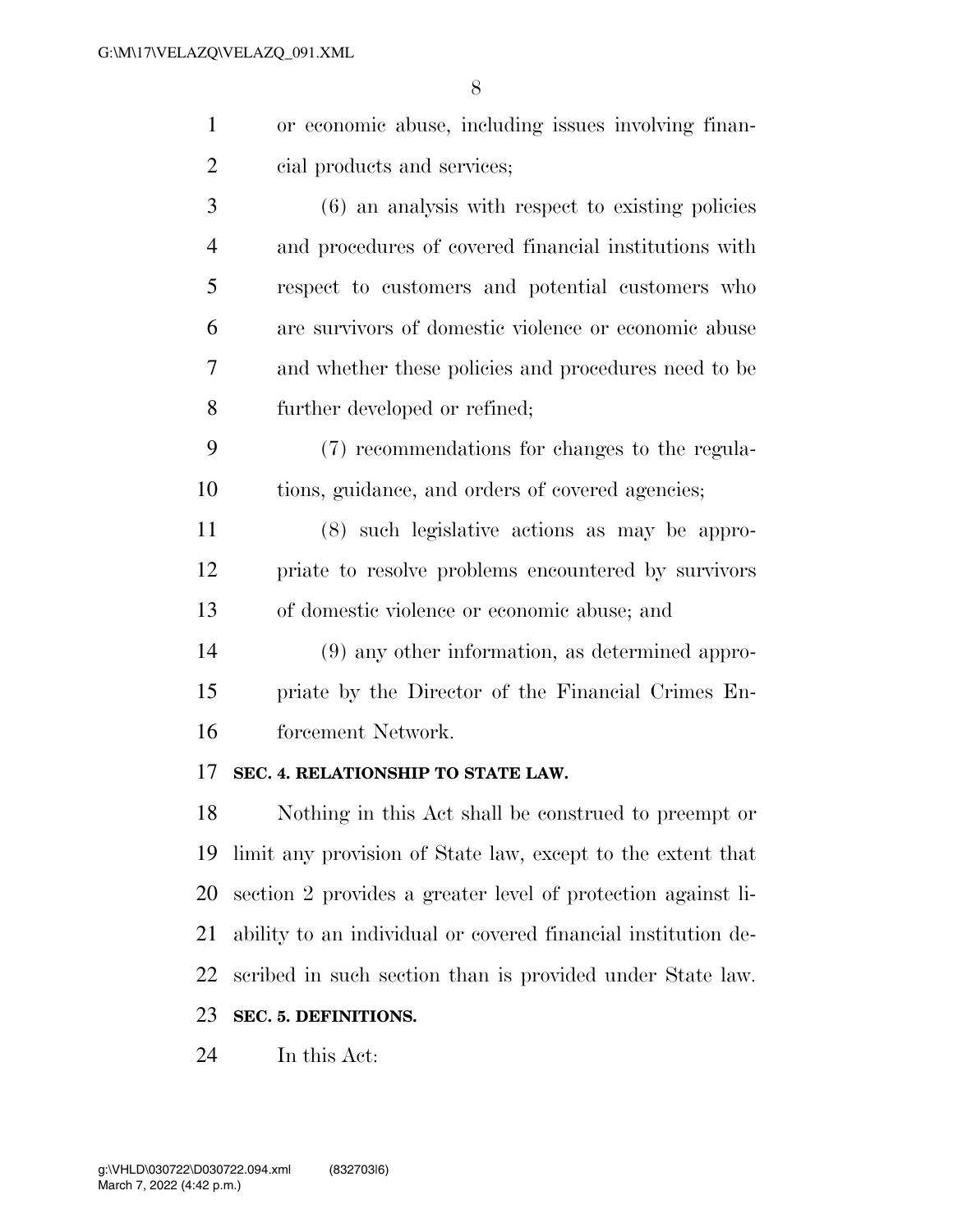or economic abuse, including issues involving financial products and services;

(6) an analysis with respect to existing policies and procedures of covered financial institutions with respect to customers and potential customers who are survivors of domestic violence or economic abuse and whether these policies and procedures need to be further developed or refined;

(7) recommendations for changes to the regulations, guidance, and orders of covered agencies;

(8) such legislative actions as may be appropriate to resolve problems encountered by survivors of domestic violence or economic abuse; and

(9) any other information, as determined appropriate by the Director of the Financial Crimes Enforcement Network.

**SEC. 4. RELATIONSHIP TO STATE LAW.**

Nothing in this Act shall be construed to preempt or limit any provision of State law, except to the extent that section 2 provides a greater level of protection against liability to an individual or covered financial institution described in such section than is provided under State law.

**SEC. 5. DEFINITIONS.**

In this Act: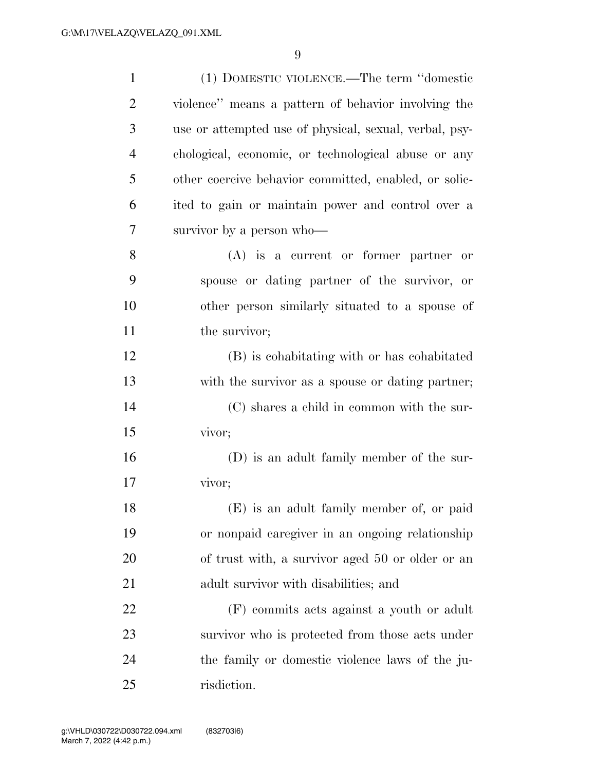(1) DOMESTIC VIOLENCE.—The term ''domestic violence'' means a pattern of behavior involving the use or attempted use of physical, sexual, verbal, psychological, economic, or technological abuse or any other coercive behavior committed, enabled, or solicited to gain or maintain power and control over a survivor by a person who—

(A) is a current or former partner or spouse or dating partner of the survivor, or other person similarly situated to a spouse of the survivor;

(B) is cohabitating with or has cohabitated with the survivor as a spouse or dating partner;

(C) shares a child in common with the survivor;

(D) is an adult family member of the survivor;

(E) is an adult family member of, or paid or nonpaid caregiver in an ongoing relationship of trust with, a survivor aged 50 or older or an adult survivor with disabilities; and

(F) commits acts against a youth or adult survivor who is protected from those acts under the family or domestic violence laws of the jurisdiction.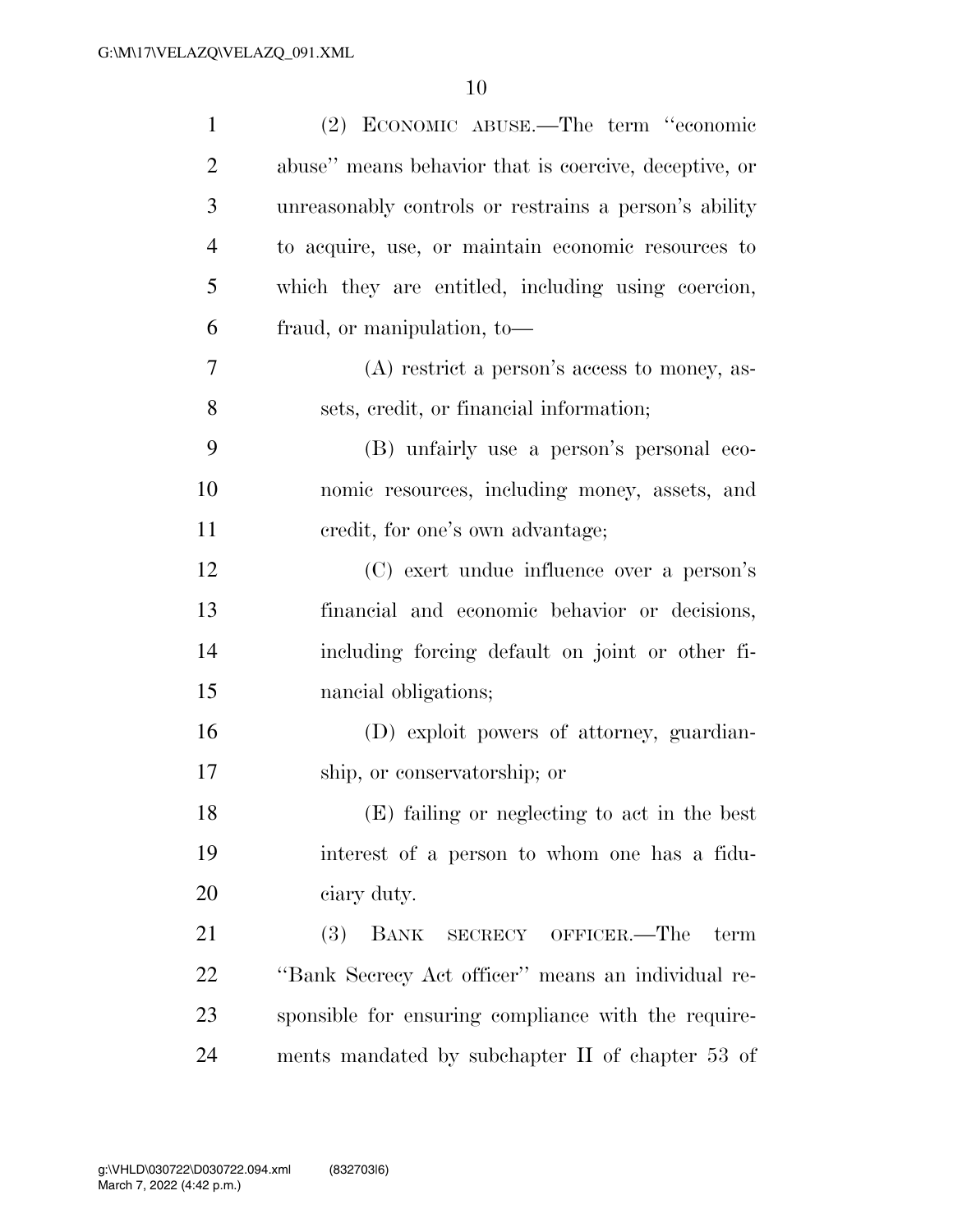(2) ECONOMIC ABUSE.—The term "economic abuse" means behavior that is coercive, deceptive, or unreasonably controls or restrains a person's ability to acquire, use, or maintain economic resources to which they are entitled, including using coercion, fraud, or manipulation, to—

(A) restrict a person's access to money, assets, credit, or financial information;

(B) unfairly use a person's personal economic resources, including money, assets, and credit, for one's own advantage;

(C) exert undue influence over a person's financial and economic behavior or decisions, including forcing default on joint or other financial obligations;

(D) exploit powers of attorney, guardianship, or conservatorship; or

(E) failing or neglecting to act in the best interest of a person to whom one has a fiduciary duty.

(3) BANK SECRECY OFFICER.—The term "Bank Secrecy Act officer" means an individual responsible for ensuring compliance with the requirements mandated by subchapter II of chapter 53 of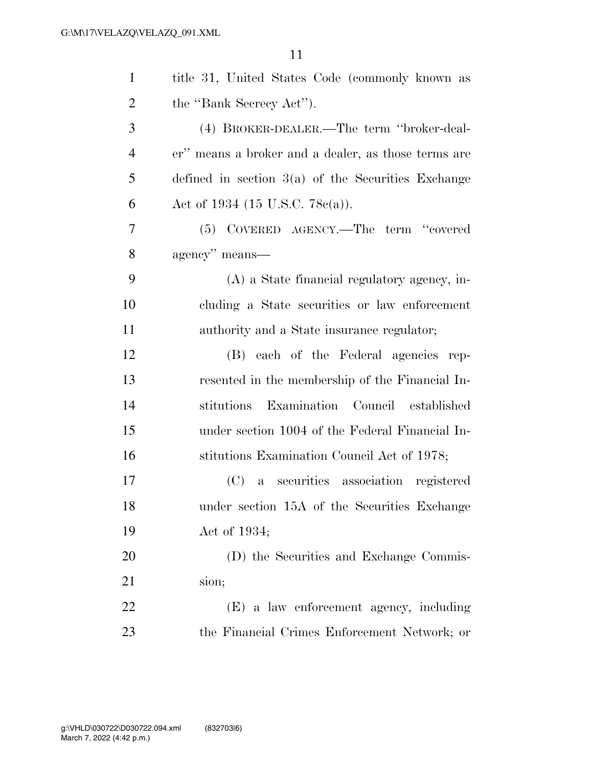title 31, United States Code (commonly known as the "Bank Secrecy Act").

(4) BROKER-DEALER.—The term "broker-dealer" means a broker and a dealer, as those terms are defined in section 3(a) of the Securities Exchange Act of 1934 (15 U.S.C. 78c(a)).

(5) COVERED AGENCY.—The term "covered agency" means—

(A) a State financial regulatory agency, including a State securities or law enforcement authority and a State insurance regulator;

(B) each of the Federal agencies represented in the membership of the Financial Institutions Examination Council established under section 1004 of the Federal Financial Institutions Examination Council Act of 1978;

(C) a securities association registered under section 15A of the Securities Exchange Act of 1934;

(D) the Securities and Exchange Commission;

(E) a law enforcement agency, including the Financial Crimes Enforcement Network; or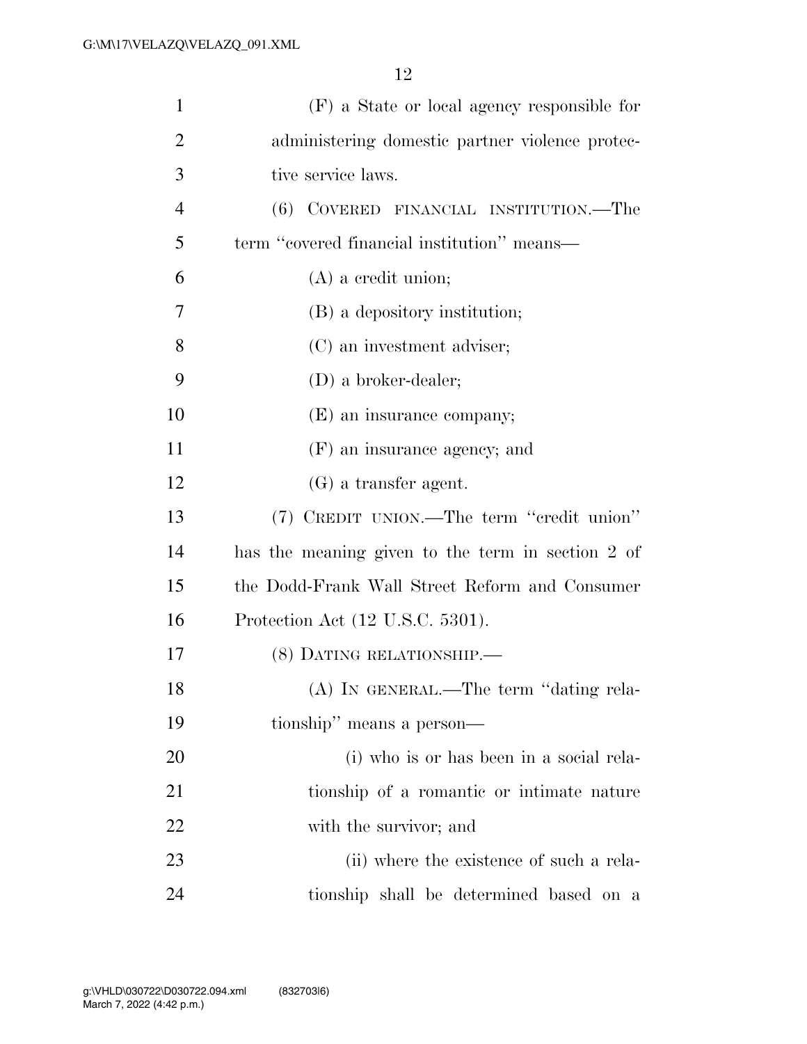(F) a State or local agency responsible for administering domestic partner violence protective service laws.

(6) COVERED FINANCIAL INSTITUTION.—The term "covered financial institution" means—

(A) a credit union;

(B) a depository institution;

(C) an investment adviser;

(D) a broker-dealer;

(E) an insurance company;

(F) an insurance agency; and

(G) a transfer agent.

(7) CREDIT UNION.—The term "credit union" has the meaning given to the term in section 2 of the Dodd-Frank Wall Street Reform and Consumer Protection Act (12 U.S.C. 5301).

(8) DATING RELATIONSHIP.—

(A) IN GENERAL.—The term "dating relationship" means a person—

(i) who is or has been in a social relationship of a romantic or intimate nature with the survivor; and

(ii) where the existence of such a relationship shall be determined based on a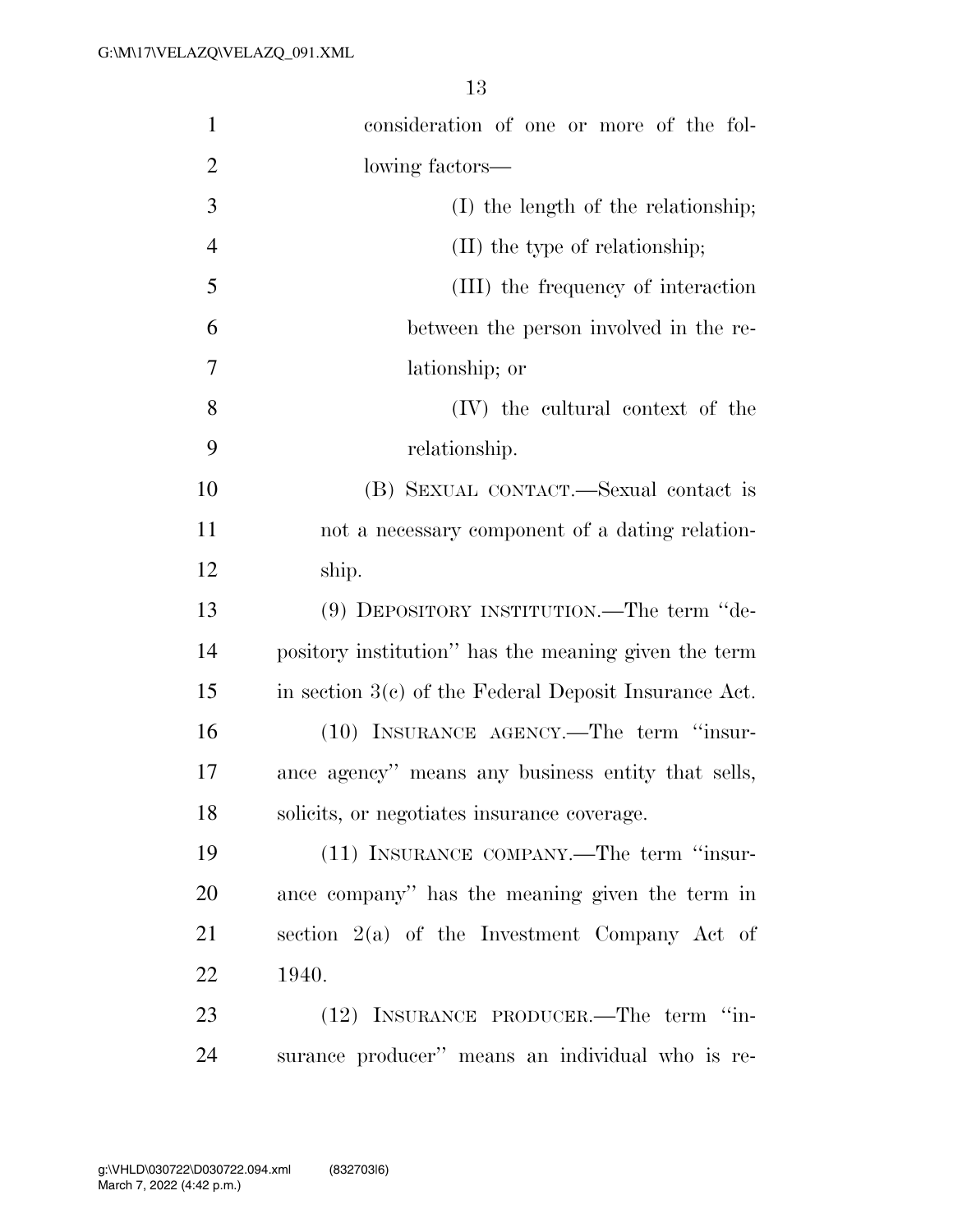consideration of one or more of the following factors—

(I) the length of the relationship;

(II) the type of relationship;

(III) the frequency of interaction between the person involved in the relationship; or

(IV) the cultural context of the relationship.

(B) SEXUAL CONTACT.—Sexual contact is not a necessary component of a dating relationship.

(9) DEPOSITORY INSTITUTION.—The term "depository institution" has the meaning given the term in section 3(c) of the Federal Deposit Insurance Act.

(10) INSURANCE AGENCY.—The term "insurance agency" means any business entity that sells, solicits, or negotiates insurance coverage.

(11) INSURANCE COMPANY.—The term "insurance company" has the meaning given the term in section 2(a) of the Investment Company Act of 1940.

(12) INSURANCE PRODUCER.—The term "insurance producer" means an individual who is re-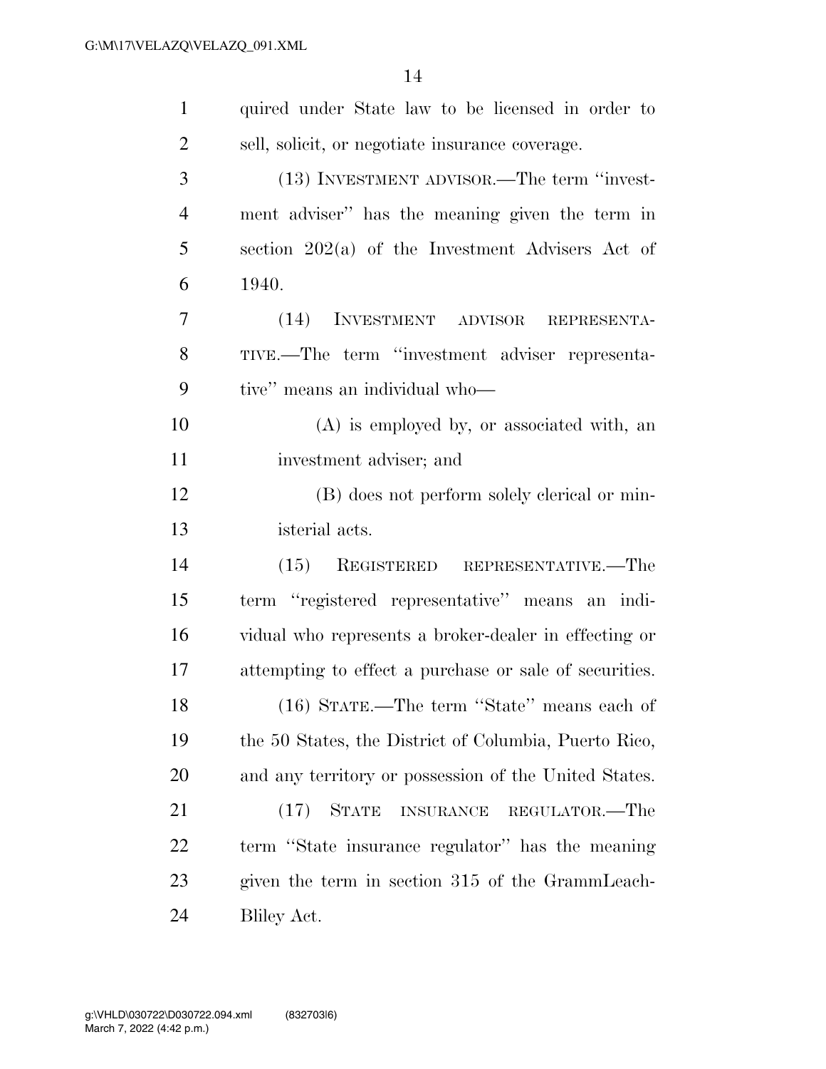quired under State law to be licensed in order to sell, solicit, or negotiate insurance coverage.

(13) INVESTMENT ADVISOR.—The term "investment adviser" has the meaning given the term in section 202(a) of the Investment Advisers Act of 1940.

(14) INVESTMENT ADVISOR REPRESENTATIVE.—The term "investment adviser representative" means an individual who—

(A) is employed by, or associated with, an investment adviser; and

(B) does not perform solely clerical or ministerial acts.

(15) REGISTERED REPRESENTATIVE.—The term "registered representative" means an individual who represents a broker-dealer in effecting or attempting to effect a purchase or sale of securities.

(16) STATE.—The term "State" means each of the 50 States, the District of Columbia, Puerto Rico, and any territory or possession of the United States.

(17) STATE INSURANCE REGULATOR.—The term "State insurance regulator" has the meaning given the term in section 315 of the GrammLeach-Bliley Act.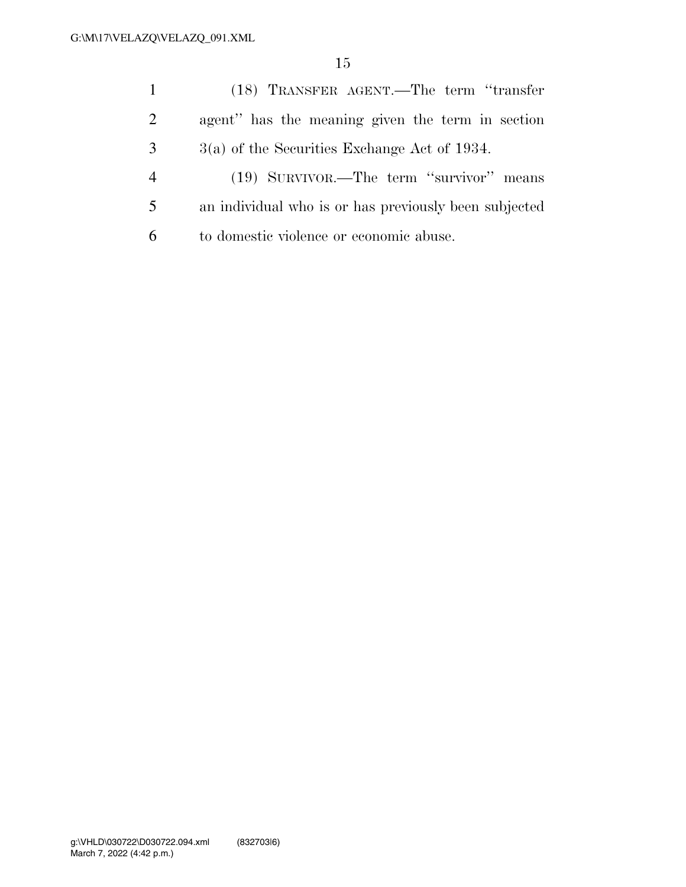(18) TRANSFER AGENT.—The term ''transfer agent'' has the meaning given the term in section 3(a) of the Securities Exchange Act of 1934.

(19) SURVIVOR.—The term ''survivor'' means an individual who is or has previously been subjected to domestic violence or economic abuse.